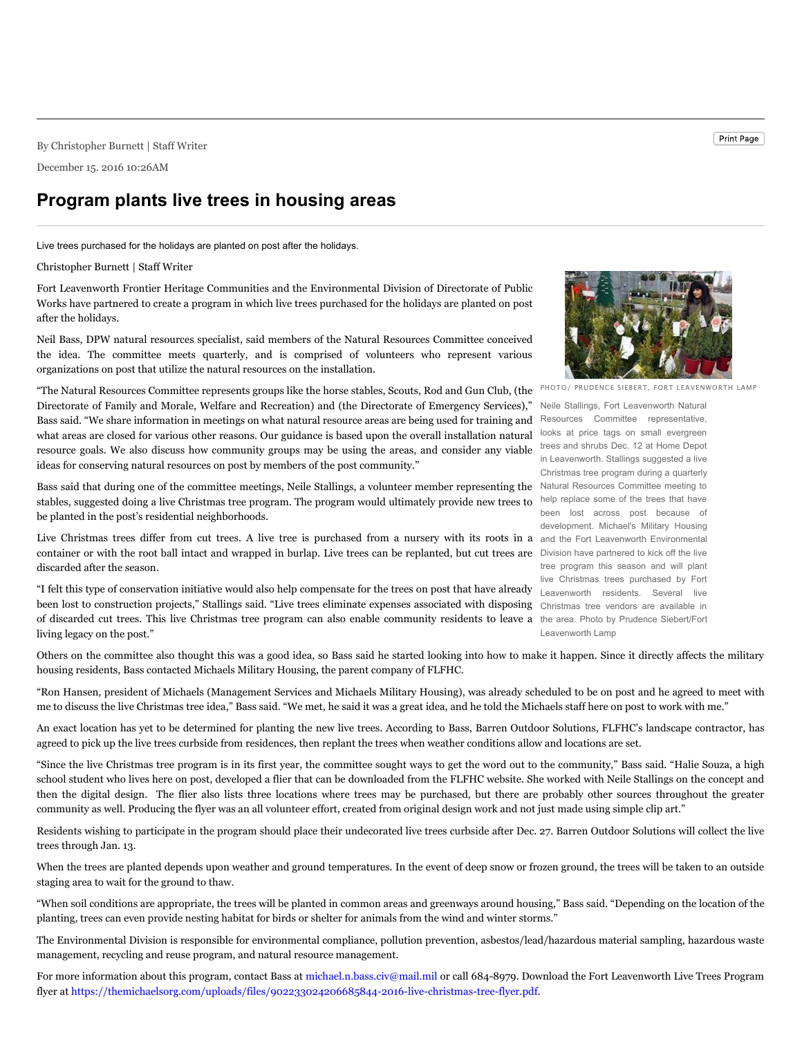By Christopher Burnett | Staff Writer

December 15. 2016 10:26AM

# Program plants live trees in housing areas

Live trees purchased for the holidays are planted on post after the holidays.

Christopher Burnett | Staff Writer

Fort Leavenworth Frontier Heritage Communities and the Environmental Division of Directorate of Public Works have partnered to create a program in which live trees purchased for the holidays are planted on post after the holidays.

Neil Bass, DPW natural resources specialist, said members of the Natural Resources Committee conceived the idea. The committee meets quarterly, and is comprised of volunteers who represent various organizations on post that utilize the natural resources on the installation.

"The Natural Resources Committee represents groups like the horse stables, Scouts, Rod and Gun Club, (the Directorate of Family and Morale, Welfare and Recreation) and (the Directorate of Emergency Services)," Bass said. "We share information in meetings on what natural resource areas are being used for training and what areas are closed for various other reasons. Our guidance is based upon the overall installation natural resource goals. We also discuss how community groups may be using the areas, and consider any viable ideas for conserving natural resources on post by members of the post community."

Bass said that during one of the committee meetings, Neile Stallings, a volunteer member representing the stables, suggested doing a live Christmas tree program. The program would ultimately provide new trees to be planted in the post's residential neighborhoods.

Live Christmas trees differ from cut trees. A live tree is purchased from a nursery with its roots in a container or with the root ball intact and wrapped in burlap. Live trees can be replanted, but cut trees are discarded after the season.

"I felt this type of conservation initiative would also help compensate for the trees on post that have already been lost to construction projects," Stallings said. "Live trees eliminate expenses associated with disposing of discarded cut trees. This live Christmas tree program can also enable community residents to leave a living legacy on the post."

PHOTO/ PRUDENCE SIEBERT, FORT LEAVENWORTH LAMP

Neile Stallings, Fort Leavenworth Natural Resources Committee representative, looks at price tags on small evergreen trees and shrubs Dec. 12 at Home Depot in Leavenworth. Stallings suggested a live Christmas tree program during a quarterly Natural Resources Committee meeting to help replace some of the trees that have been lost across post because of development. Michael's Military Housing and the Fort Leavenworth Environmental Division have partnered to kick off the live tree program this season and will plant live Christmas trees purchased by Fort Leavenworth residents. Several live Christmas tree vendors are available in the area. Photo by Prudence Siebert/Fort Leavenworth Lamp

Others on the committee also thought this was a good idea, so Bass said he started looking into how to make it happen. Since it directly affects the military housing residents, Bass contacted Michaels Military Housing, the parent company of FLFHC.

"Ron Hansen, president of Michaels (Management Services and Michaels Military Housing), was already scheduled to be on post and he agreed to meet with me to discuss the live Christmas tree idea," Bass said. "We met, he said it was a great idea, and he told the Michaels staff here on post to work with me."

An exact location has yet to be determined for planting the new live trees. According to Bass, Barren Outdoor Solutions, FLFHC's landscape contractor, has agreed to pick up the live trees curbside from residences, then replant the trees when weather conditions allow and locations are set.

"Since the live Christmas tree program is in its first year, the committee sought ways to get the word out to the community," Bass said. "Halie Souza, a high school student who lives here on post, developed a flier that can be downloaded from the FLFHC website. She worked with Neile Stallings on the concept and then the digital design. The flier also lists three locations where trees may be purchased, but there are probably other sources throughout the greater community as well. Producing the flyer was an all volunteer effort, created from original design work and not just made using simple clip art."

Residents wishing to participate in the program should place their undecorated live trees curbside after Dec. 27. Barren Outdoor Solutions will collect the live trees through Jan. 13.

When the trees are planted depends upon weather and ground temperatures. In the event of deep snow or frozen ground, the trees will be taken to an outside staging area to wait for the ground to thaw.

"When soil conditions are appropriate, the trees will be planted in common areas and greenways around housing," Bass said. "Depending on the location of the planting, trees can even provide nesting habitat for birds or shelter for animals from the wind and winter storms."

The Environmental Division is responsible for environmental compliance, pollution prevention, asbestos/lead/hazardous material sampling, hazardous waste management, recycling and reuse program, and natural resource management.

For more information about this program, contact Bass at michael.n.bass.civ@mail.mil or call 684-8979. Download the Fort Leavenworth Live Trees Program flyer at https://themichaelsorg.com/uploads/files/902233024206685844-2016-live-christmas-tree-flyer.pdf.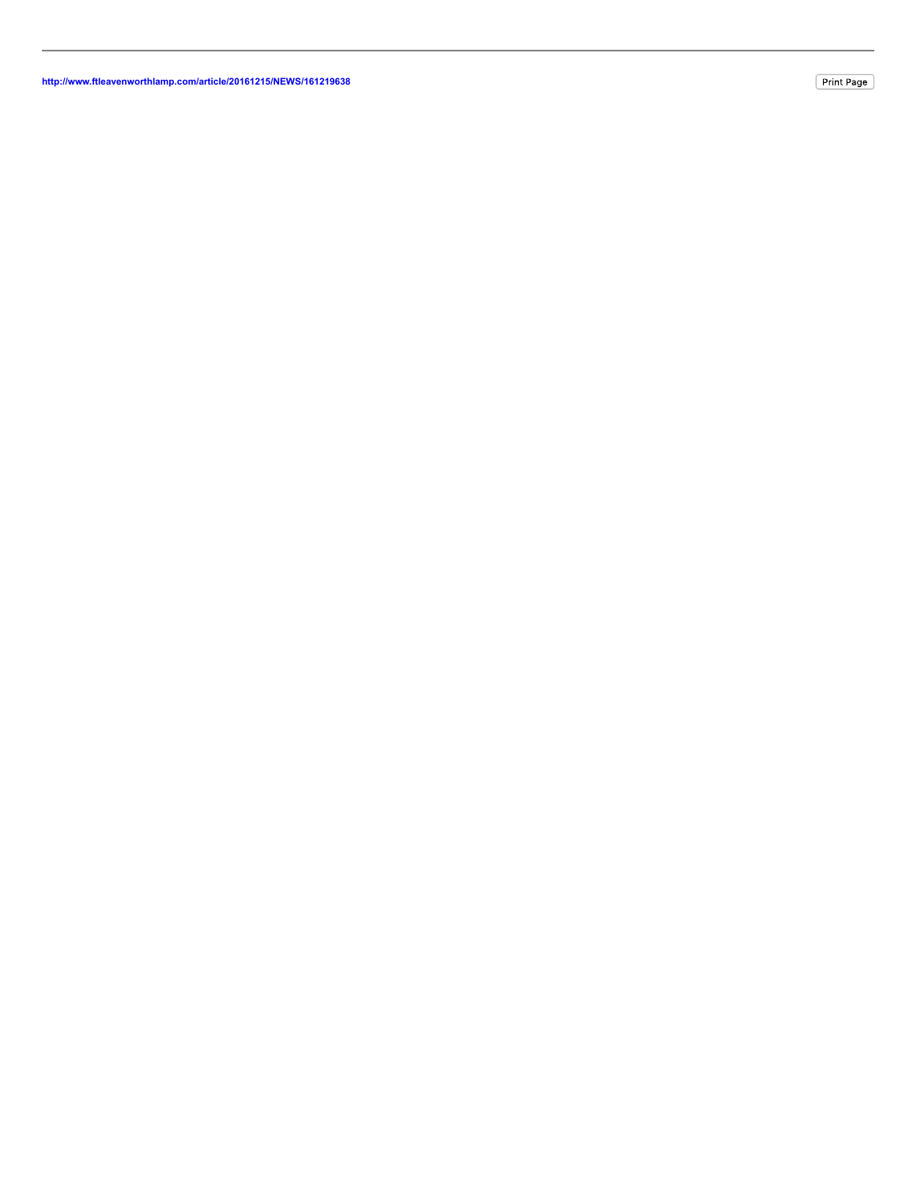http://www.ftleavenworthlamp.com/article/20161215/NEWS/161219638